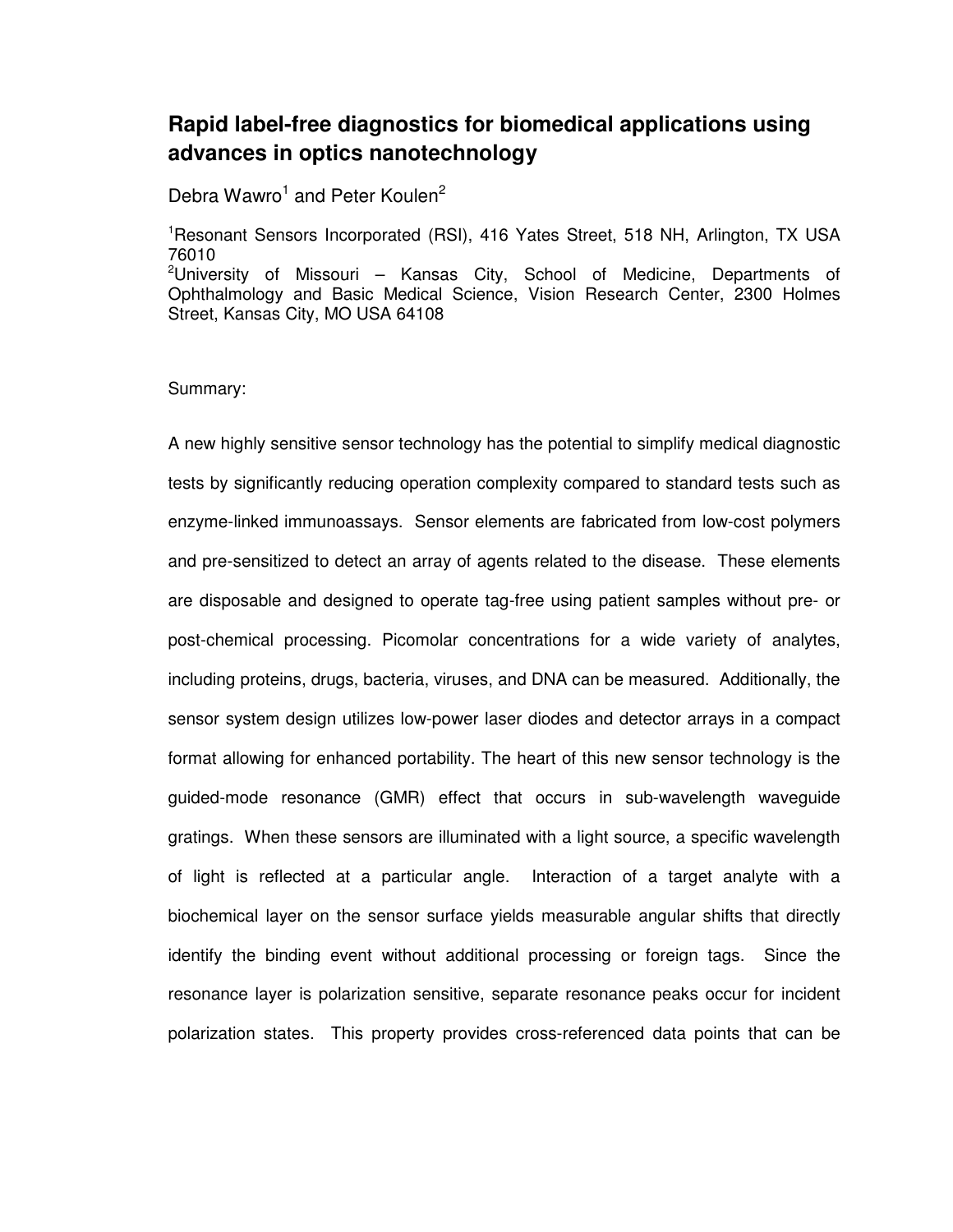# Rapid label-free diagnostics for biomedical applications using advances in optics nanotechnology

Debra Wawro[1] and Peter Koulen[2]

[1]Resonant Sensors Incorporated (RSI), 416 Yates Street, 518 NH, Arlington, TX USA 76010

[2]University of Missouri – Kansas City, School of Medicine, Departments of Ophthalmology and Basic Medical Science, Vision Research Center, 2300 Holmes Street, Kansas City, MO USA 64108

Summary:

A new highly sensitive sensor technology has the potential to simplify medical diagnostic tests by significantly reducing operation complexity compared to standard tests such as enzyme-linked immunoassays. Sensor elements are fabricated from low-cost polymers and pre-sensitized to detect an array of agents related to the disease. These elements are disposable and designed to operate tag-free using patient samples without pre- or post-chemical processing. Picomolar concentrations for a wide variety of analytes, including proteins, drugs, bacteria, viruses, and DNA can be measured. Additionally, the sensor system design utilizes low-power laser diodes and detector arrays in a compact format allowing for enhanced portability. The heart of this new sensor technology is the guided-mode resonance (GMR) effect that occurs in sub-wavelength waveguide gratings. When these sensors are illuminated with a light source, a specific wavelength of light is reflected at a particular angle. Interaction of a target analyte with a biochemical layer on the sensor surface yields measurable angular shifts that directly identify the binding event without additional processing or foreign tags. Since the resonance layer is polarization sensitive, separate resonance peaks occur for incident polarization states. This property provides cross-referenced data points that can be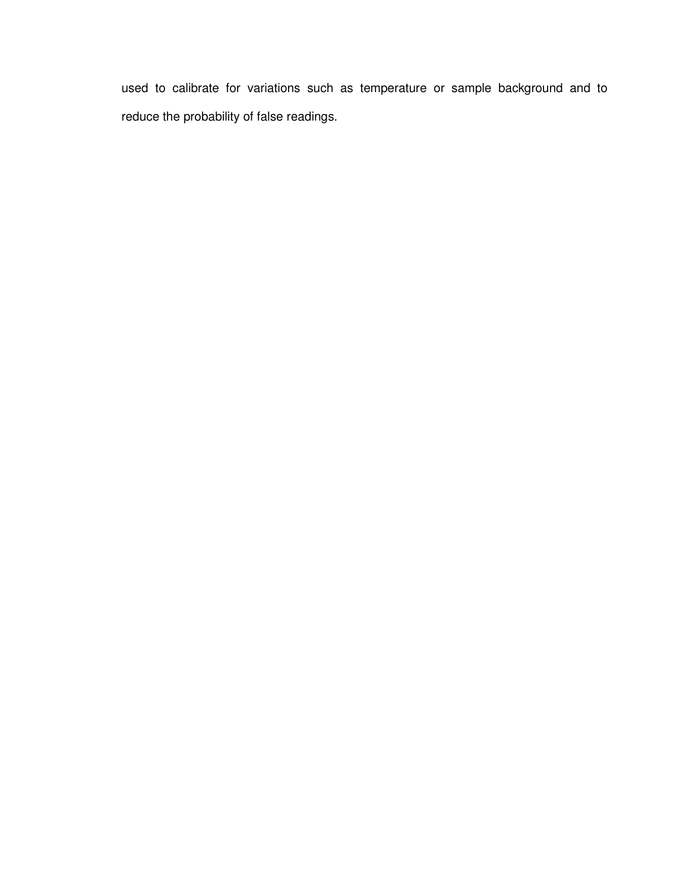used to calibrate for variations such as temperature or sample background and to reduce the probability of false readings.